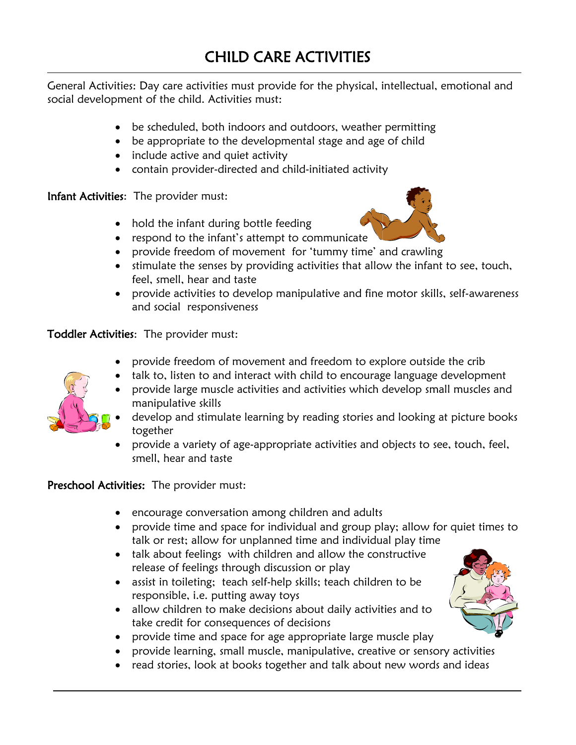# CHILD CARE ACTIVITIES

General Activities: Day care activities must provide for the physical, intellectual, emotional and social development of the child. Activities must:

- be scheduled, both indoors and outdoors, weather permitting
- be appropriate to the developmental stage and age of child
- include active and quiet activity
- contain provider-directed and child-initiated activity

**Infant Activities**: The provider must:

- hold the infant during bottle feeding
- respond to the infant's attempt to communicate
- provide freedom of movement for 'tummy time' and crawling
- stimulate the senses by providing activities that allow the infant to see, touch, feel, smell, hear and taste
- provide activities to develop manipulative and fine motor skills, self-awareness and social responsiveness

**Toddler Activities**: The provider must:

- provide freedom of movement and freedom to explore outside the crib
- talk to, listen to and interact with child to encourage language development
- provide large muscle activities and activities which develop small muscles and manipulative skills
- develop and stimulate learning by reading stories and looking at picture books together
- provide a variety of age-appropriate activities and objects to see, touch, feel, smell, hear and taste

**Preschool Activities:** The provider must:

- encourage conversation among children and adults
- provide time and space for individual and group play; allow for quiet times to talk or rest; allow for unplanned time and individual play time
- talk about feelings with children and allow the constructive release of feelings through discussion or play
- assist in toileting; teach self-help skills; teach children to be responsible, i.e. putting away toys
- allow children to make decisions about daily activities and to take credit for consequences of decisions
- provide time and space for age appropriate large muscle play
- provide learning, small muscle, manipulative, creative or sensory activities
- read stories, look at books together and talk about new words and ideas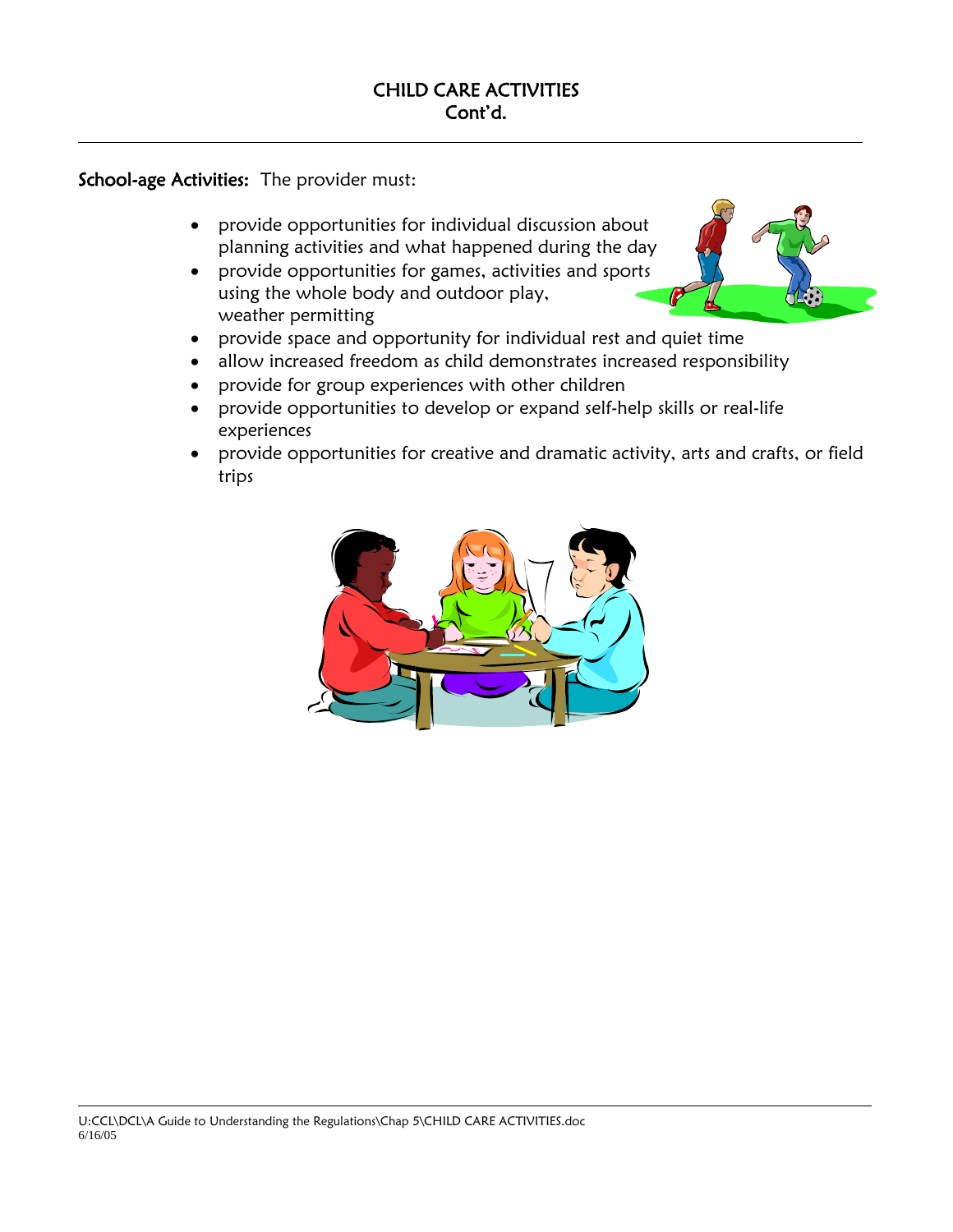# CHILD CARE ACTIVITIES
## Cont'd.

**School-age Activities:** The provider must:

- provide opportunities for individual discussion about planning activities and what happened during the day
- provide opportunities for games, activities and sports using the whole body and outdoor play, weather permitting
- provide space and opportunity for individual rest and quiet time
- allow increased freedom as child demonstrates increased responsibility
- provide for group experiences with other children
- provide opportunities to develop or expand self-help skills or real-life experiences
- provide opportunities for creative and dramatic activity, arts and crafts, or field trips